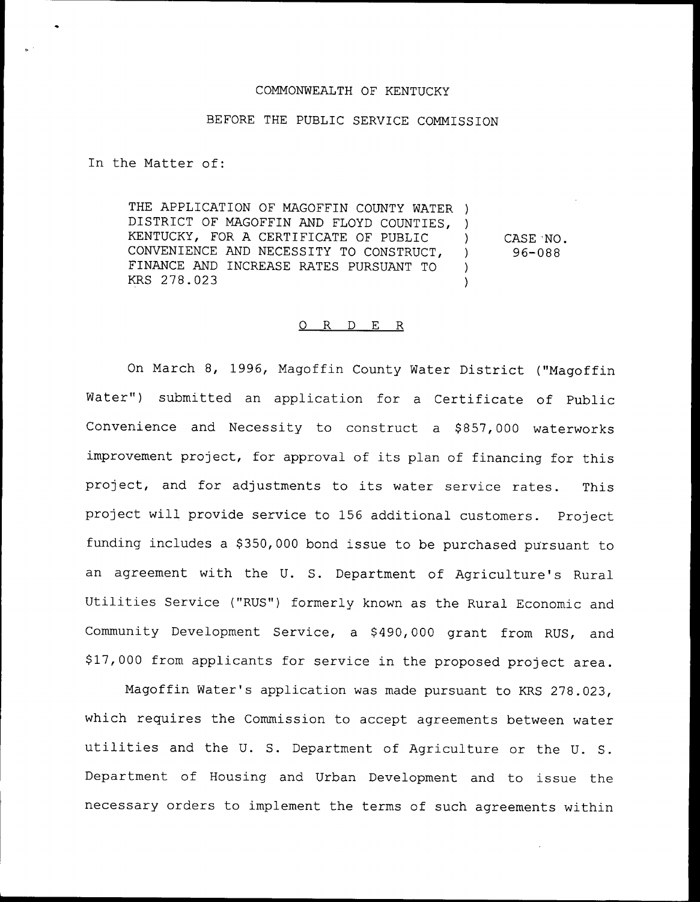COMMONWEALTH OF KENTUCKY

BEFORE THE PUBLIC SERVICE COMMISSION

In the Matter of:

| | | |
|---|---|---|
| THE APPLICATION OF MAGOFFIN COUNTY WATER DISTRICT OF MAGOFFIN AND FLOYD COUNTIES, KENTUCKY, FOR A CERTIFICATE OF PUBLIC CONVENIENCE AND NECESSITY TO CONSTRUCT, FINANCE AND INCREASE RATES PURSUANT TO KRS 278.023 | ) | CASE NO. 96-088 |

# O R D E R

On March 8, 1996, Magoffin County Water District ("Magoffin Water") submitted an application for a Certificate of Public Convenience and Necessity to construct a $857,000 waterworks improvement project, for approval of its plan of financing for this project, and for adjustments to its water service rates. This project will provide service to 156 additional customers. Project funding includes a $350,000 bond issue to be purchased pursuant to an agreement with the U. S. Department of Agriculture's Rural Utilities Service ("RUS") formerly known as the Rural Economic and Community Development Service, a $490,000 grant from RUS, and $17,000 from applicants for service in the proposed project area.

Magoffin Water's application was made pursuant to KRS 278.023, which requires the Commission to accept agreements between water utilities and the U. S. Department of Agriculture or the U. S. Department of Housing and Urban Development and to issue the necessary orders to implement the terms of such agreements within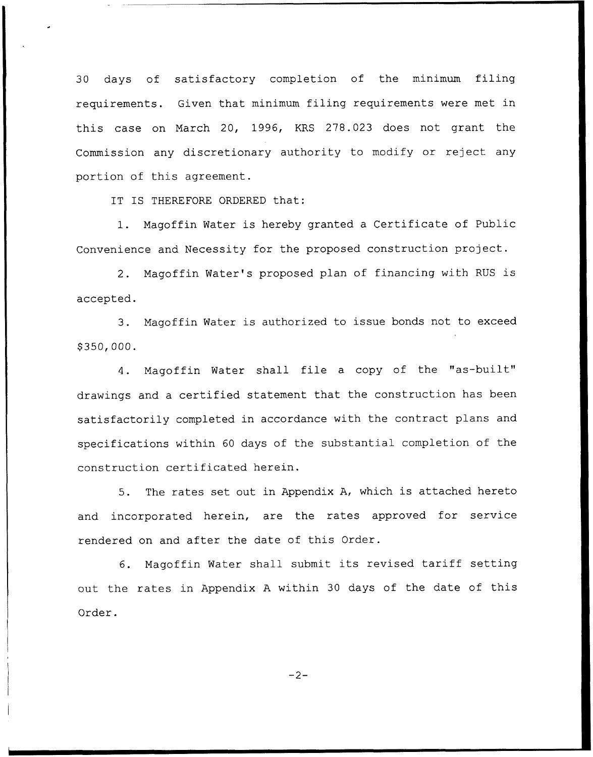30 days of satisfactory completion of the minimum filing requirements. Given that minimum filing requirements were met in this case on March 20, 1996, KRS 278.023 does not grant the Commission any discretionary authority to modify or reject any portion of this agreement.

IT IS THEREFORE ORDERED that:

1. Magoffin Water is hereby granted a Certificate of Public Convenience and Necessity for the proposed construction project.

2. Magoffin Water's proposed plan of financing with RUS is accepted.

3. Magoffin Water is authorized to issue bonds not to exceed $350,000.

4. Magoffin Water shall file a copy of the "as-built" drawings and a certified statement that the construction has been satisfactorily completed in accordance with the contract plans and specifications within 60 days of the substantial completion of the construction certificated herein.

5. The rates set out in Appendix A, which is attached hereto and incorporated herein, are the rates approved for service rendered on and after the date of this Order.

6. Magoffin Water shall submit its revised tariff setting out the rates in Appendix A within 30 days of the date of this Order.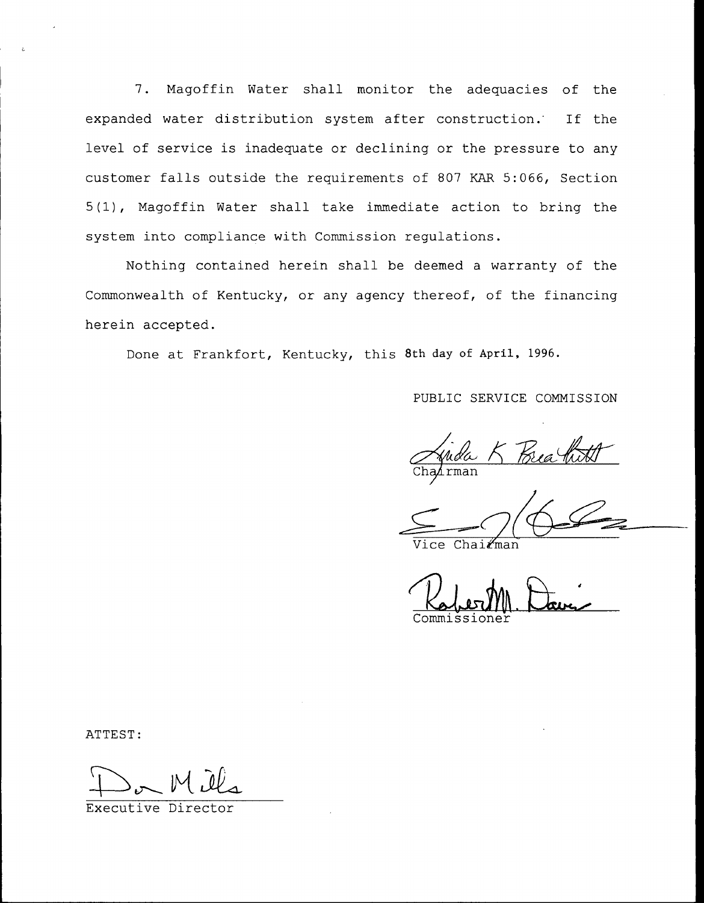7. Magoffin Water shall monitor the adequacies of the expanded water distribution system after construction. If the level of service is inadequate or declining or the pressure to any customer falls outside the requirements of 807 KAR 5:066, Section 5(1), Magoffin Water shall take immediate action to bring the system into compliance with Commission regulations.

Nothing contained herein shall be deemed a warranty of the Commonwealth of Kentucky, or any agency thereof, of the financing herein accepted.

Done at Frankfort, Kentucky, this 8th day of April, 1996.

PUBLIC SERVICE COMMISSION

Linda K Breathitt
Chairman

Vice Chairman

Robert M. Davis
Commissioner

ATTEST:

Don Mills
Executive Director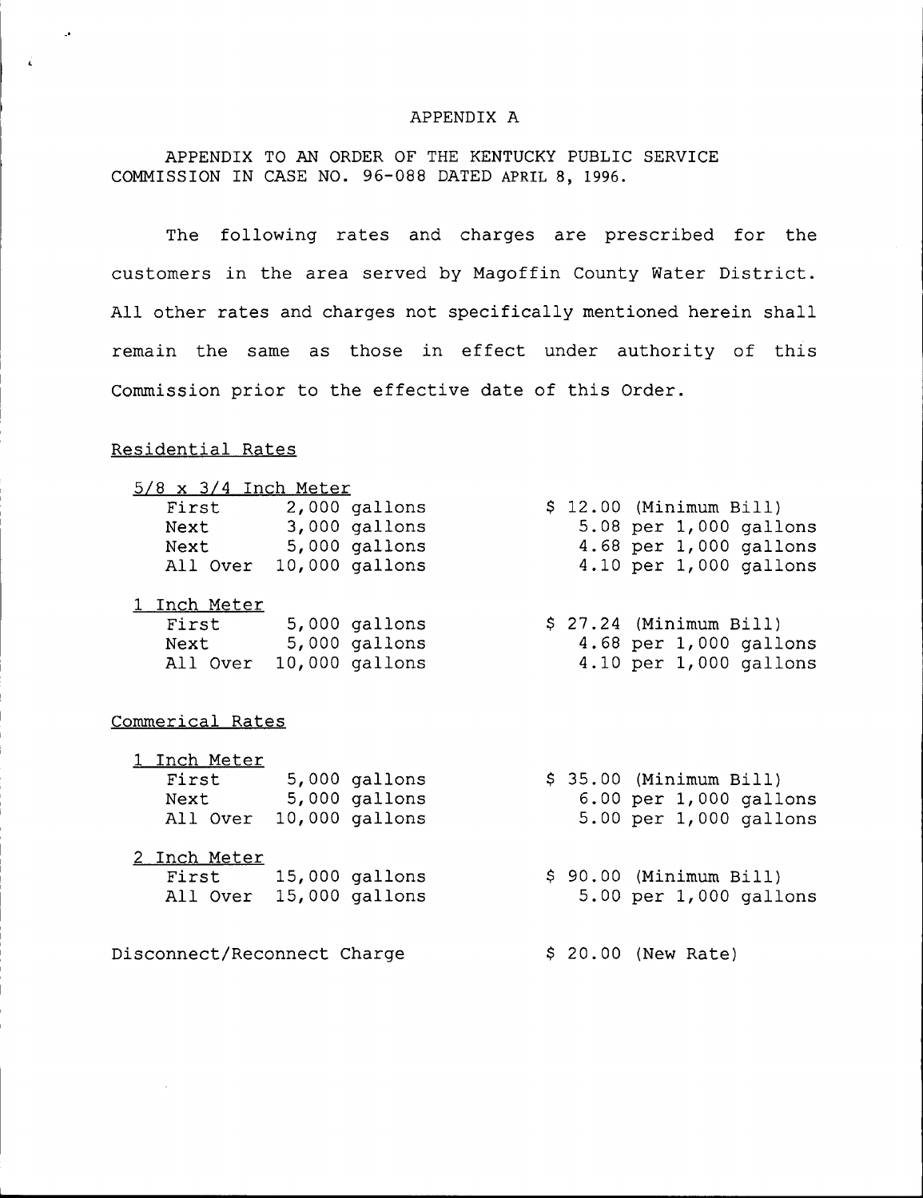# APPENDIX A

APPENDIX TO AN ORDER OF THE KENTUCKY PUBLIC SERVICE COMMISSION IN CASE NO. 96-088 DATED APRIL 8, 1996.

The following rates and charges are prescribed for the customers in the area served by Magoffin County Water District. All other rates and charges not specifically mentioned herein shall remain the same as those in effect under authority of this Commission prior to the effective date of this Order.

## Residential Rates

| | | |
|---|---|---|
| **5/8 x 3/4 Inch Meter** | | |
| First | 2,000 gallons | $ 12.00 (Minimum Bill) |
| Next | 3,000 gallons | 5.08 per 1,000 gallons |
| Next | 5,000 gallons | 4.68 per 1,000 gallons |
| All Over | 10,000 gallons | 4.10 per 1,000 gallons |
| **1 Inch Meter** | | |
| First | 5,000 gallons | $ 27.24 (Minimum Bill) |
| Next | 5,000 gallons | 4.68 per 1,000 gallons |
| All Over | 10,000 gallons | 4.10 per 1,000 gallons |

## Commerical Rates

| | | |
|---|---|---|
| **1 Inch Meter** | | |
| First | 5,000 gallons | $ 35.00 (Minimum Bill) |
| Next | 5,000 gallons | 6.00 per 1,000 gallons |
| All Over | 10,000 gallons | 5.00 per 1,000 gallons |
| **2 Inch Meter** | | |
| First | 15,000 gallons | $ 90.00 (Minimum Bill) |
| All Over | 15,000 gallons | 5.00 per 1,000 gallons |

Disconnect/Reconnect Charge $ 20.00 (New Rate)